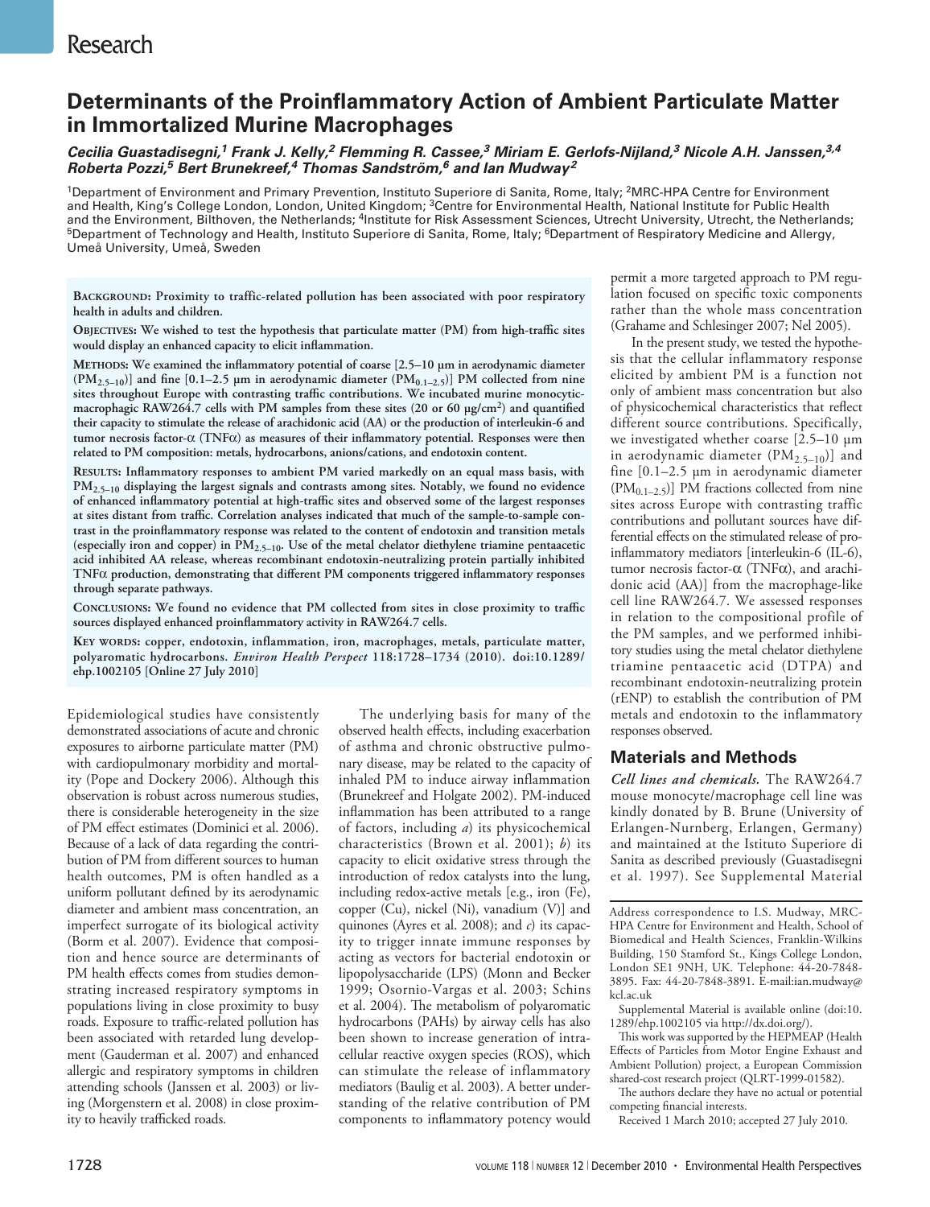Research

# Determinants of the Proinflammatory Action of Ambient Particulate Matter in Immortalized Murine Macrophages

***Cecilia Guastadisegni,[1] Frank J. Kelly,[2] Flemming R. Cassee,[3] Miriam E. Gerlofs-Nijland,[3] Nicole A.H. Janssen,[3,4] Roberta Pozzi,[5] Bert Brunekreef,[4] Thomas Sandström,[6] and Ian Mudway[2]***

[1]Department of Environment and Primary Prevention, Instituto Superiore di Sanita, Rome, Italy; [2]MRC-HPA Centre for Environment and Health, King's College London, London, United Kingdom; [3]Centre for Environmental Health, National Institute for Public Health and the Environment, Bilthoven, the Netherlands; [4]Institute for Risk Assessment Sciences, Utrecht University, Utrecht, the Netherlands; [5]Department of Technology and Health, Instituto Superiore di Sanita, Rome, Italy; [6]Department of Respiratory Medicine and Allergy, Umeå University, Umeå, Sweden

**Background: Proximity to traffic-related pollution has been associated with poor respiratory health in adults and children.**

**Objectives: We wished to test the hypothesis that particulate matter (PM) from high-traffic sites would display an enhanced capacity to elicit inflammation.**

**Methods: We examined the inflammatory potential of coarse [2.5–10 µm in aerodynamic diameter ($PM_{2.5–10}$)] and fine [0.1–2.5 µm in aerodynamic diameter ($PM_{0.1–2.5}$)] PM collected from nine sites throughout Europe with contrasting traffic contributions. We incubated murine monocytic-macrophagic RAW264.7 cells with PM samples from these sites (20 or 60 µg/cm$^2$) and quantified their capacity to stimulate the release of arachidonic acid (AA) or the production of interleukin-6 and tumor necrosis factor-α (TNFα) as measures of their inflammatory potential. Responses were then related to PM composition: metals, hydrocarbons, anions/cations, and endotoxin content.**

**Results: Inflammatory responses to ambient PM varied markedly on an equal mass basis, with $PM_{2.5–10}$ displaying the largest signals and contrasts among sites. Notably, we found no evidence of enhanced inflammatory potential at high-traffic sites and observed some of the largest responses at sites distant from traffic. Correlation analyses indicated that much of the sample-to-sample contrast in the proinflammatory response was related to the content of endotoxin and transition metals (especially iron and copper) in $PM_{2.5–10}$. Use of the metal chelator diethylene triamine pentaacetic acid inhibited AA release, whereas recombinant endotoxin-neutralizing protein partially inhibited TNFα production, demonstrating that different PM components triggered inflammatory responses through separate pathways.**

**Conclusions: We found no evidence that PM collected from sites in close proximity to traffic sources displayed enhanced proinflammatory activity in RAW264.7 cells.**

**Key words: copper, endotoxin, inflammation, iron, macrophages, metals, particulate matter, polyaromatic hydrocarbons. *Environ Health Perspect* 118:1728–1734 (2010). doi:10.1289/ehp.1002105 [Online 27 July 2010]**

Epidemiological studies have consistently demonstrated associations of acute and chronic exposures to airborne particulate matter (PM) with cardiopulmonary morbidity and mortality (Pope and Dockery 2006). Although this observation is robust across numerous studies, there is considerable heterogeneity in the size of PM effect estimates (Dominici et al. 2006). Because of a lack of data regarding the contribution of PM from different sources to human health outcomes, PM is often handled as a uniform pollutant defined by its aerodynamic diameter and ambient mass concentration, an imperfect surrogate of its biological activity (Borm et al. 2007). Evidence that composition and hence source are determinants of PM health effects comes from studies demonstrating increased respiratory symptoms in populations living in close proximity to busy roads. Exposure to traffic-related pollution has been associated with retarded lung development (Gauderman et al. 2007) and enhanced allergic and respiratory symptoms in children attending schools (Janssen et al. 2003) or living (Morgenstern et al. 2008) in close proximity to heavily trafficked roads.

The underlying basis for many of the observed health effects, including exacerbation of asthma and chronic obstructive pulmonary disease, may be related to the capacity of inhaled PM to induce airway inflammation (Brunekreef and Holgate 2002). PM-induced inflammation has been attributed to a range of factors, including *a*) its physicochemical characteristics (Brown et al. 2001); *b*) its capacity to elicit oxidative stress through the introduction of redox catalysts into the lung, including redox-active metals [e.g., iron (Fe), copper (Cu), nickel (Ni), vanadium (V)] and quinones (Ayres et al. 2008); and *c*) its capacity to trigger innate immune responses by acting as vectors for bacterial endotoxin or lipopolysaccharide (LPS) (Monn and Becker 1999; Osornio-Vargas et al. 2003; Schins et al. 2004). The metabolism of polyaromatic hydrocarbons (PAHs) by airway cells has also been shown to increase generation of intracellular reactive oxygen species (ROS), which can stimulate the release of inflammatory mediators (Baulig et al. 2003). A better understanding of the relative contribution of PM components to inflammatory potency would permit a more targeted approach to PM regulation focused on specific toxic components rather than the whole mass concentration (Grahame and Schlesinger 2007; Nel 2005).

In the present study, we tested the hypothesis that the cellular inflammatory response elicited by ambient PM is a function not only of ambient mass concentration but also of physicochemical characteristics that reflect different source contributions. Specifically, we investigated whether coarse [2.5–10 µm in aerodynamic diameter ($PM_{2.5–10}$)] and fine [0.1–2.5 µm in aerodynamic diameter ($PM_{0.1–2.5}$)] PM fractions collected from nine sites across Europe with contrasting traffic contributions and pollutant sources have differential effects on the stimulated release of proinflammatory mediators [interleukin-6 (IL-6), tumor necrosis factor-α (TNFα), and arachidonic acid (AA)] from the macrophage-like cell line RAW264.7. We assessed responses in relation to the compositional profile of the PM samples, and we performed inhibitory studies using the metal chelator diethylene triamine pentaacetic acid (DTPA) and recombinant endotoxin-neutralizing protein (rENP) to establish the contribution of PM metals and endotoxin to the inflammatory responses observed.

## Materials and Methods

***Cell lines and chemicals.*** The RAW264.7 mouse monocyte/macrophage cell line was kindly donated by B. Brune (University of Erlangen-Nurnberg, Erlangen, Germany) and maintained at the Istituto Superiore di Sanita as described previously (Guastadisegni et al. 1997). See Supplemental Material

Address correspondence to I.S. Mudway, MRC-HPA Centre for Environment and Health, School of Biomedical and Health Sciences, Franklin-Wilkins Building, 150 Stamford St., Kings College London, London SE1 9NH, UK. Telephone: 44-20-7848-3895. Fax: 44-20-7848-3891. E-mail:ian.mudway@kcl.ac.uk

Supplemental Material is available online (doi:10.1289/ehp.1002105 via http://dx.doi.org/).

This work was supported by the HEPMEAP (Health Effects of Particles from Motor Engine Exhaust and Ambient Pollution) project, a European Commission shared-cost research project (QLRT-1999-01582).

The authors declare they have no actual or potential competing financial interests.

Received 1 March 2010; accepted 27 July 2010.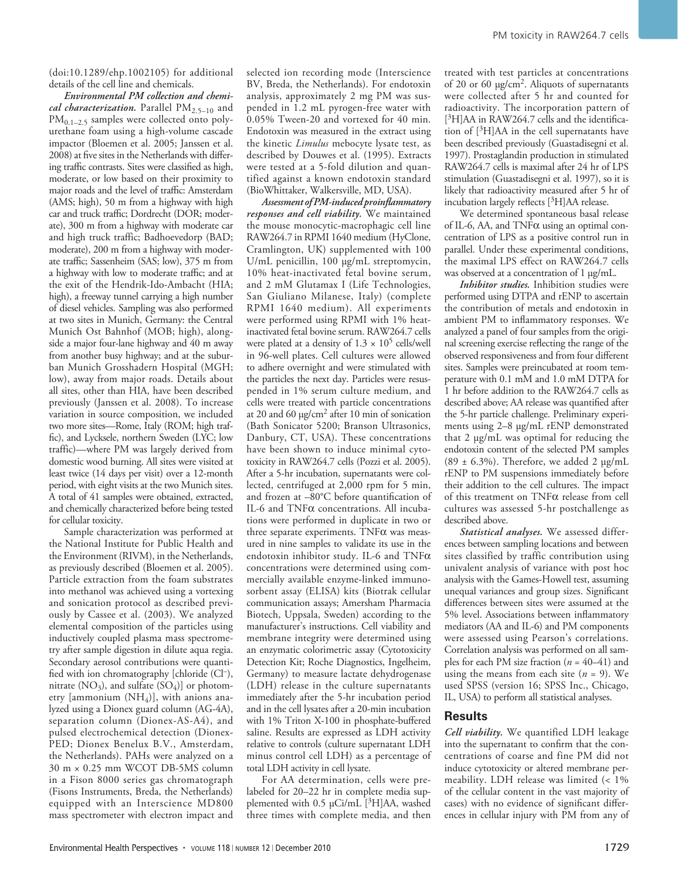(doi:10.1289/ehp.1002105) for additional details of the cell line and chemicals.

***Environmental PM collection and chemical characterization.*** Parallel $PM_{2.5–10}$ and $PM_{0.1–2.5}$ samples were collected onto polyurethane foam using a high-volume cascade impactor (Bloemen et al. 2005; Janssen et al. 2008) at five sites in the Netherlands with differing traffic contrasts. Sites were classified as high, moderate, or low based on their proximity to major roads and the level of traffic: Amsterdam (AMS; high), 50 m from a highway with high car and truck traffic; Dordrecht (DOR; moderate), 300 m from a highway with moderate car and high truck traffic; Badhoevedorp (BAD; moderate), 200 m from a highway with moderate traffic; Sassenheim (SAS; low), 375 m from a highway with low to moderate traffic; and at the exit of the Hendrik-Ido-Ambacht (HIA; high), a freeway tunnel carrying a high number of diesel vehicles. Sampling was also performed at two sites in Munich, Germany: the Central Munich Ost Bahnhof (MOB; high), alongside a major four-lane highway and 40 m away from another busy highway; and at the suburban Munich Grosshadern Hospital (MGH; low), away from major roads. Details about all sites, other than HIA, have been described previously (Janssen et al. 2008). To increase variation in source composition, we included two more sites—Rome, Italy (ROM; high traffic), and Lycksele, northern Sweden (LYC; low traffic)—where PM was largely derived from domestic wood burning. All sites were visited at least twice (14 days per visit) over a 12-month period, with eight visits at the two Munich sites. A total of 41 samples were obtained, extracted, and chemically characterized before being tested for cellular toxicity.

Sample characterization was performed at the National Institute for Public Health and the Environment (RIVM), in the Netherlands, as previously described (Bloemen et al. 2005). Particle extraction from the foam substrates into methanol was achieved using a vortexing and sonication protocol as described previously by Cassee et al. (2003). We analyzed elemental composition of the particles using inductively coupled plasma mass spectrometry after sample digestion in dilute aqua regia. Secondary aerosol contributions were quantified with ion chromatography [chloride ($Cl^-$), nitrate ($NO_3$), and sulfate ($SO_4$)] or photometry [ammonium ($NH_4$)], with anions analyzed using a Dionex guard column (AG-4A), separation column (Dionex-AS-A4), and pulsed electrochemical detection (Dionex-PED; Dionex Benelux B.V., Amsterdam, the Netherlands). PAHs were analyzed on a 30 m × 0.25 mm WCOT DB-5MS column in a Fison 8000 series gas chromatograph (Fisons Instruments, Breda, the Netherlands) equipped with an Interscience MD800 mass spectrometer with electron impact and selected ion recording mode (Interscience BV, Breda, the Netherlands). For endotoxin analysis, approximately 2 mg PM was suspended in 1.2 mL pyrogen-free water with 0.05% Tween-20 and vortexed for 40 min. Endotoxin was measured in the extract using the kinetic *Limulus* mebocyte lysate test, as described by Douwes et al. (1995). Extracts were tested at a 5-fold dilution and quantified against a known endotoxin standard (BioWhittaker, Walkersville, MD, USA).

***Assessment of PM-induced proinflammatory responses and cell viability.*** We maintained the mouse monocytic-macrophagic cell line RAW264.7 in RPMI 1640 medium (HyClone, Cramlington, UK) supplemented with 100 U/mL penicillin, 100 µg/mL streptomycin, 10% heat-inactivated fetal bovine serum, and 2 mM Glutamax I (Life Technologies, San Giuliano Milanese, Italy) (complete RPMI 1640 medium). All experiments were performed using RPMI with 1% heat-inactivated fetal bovine serum. RAW264.7 cells were plated at a density of $1.3 \times 10^5$ cells/well in 96-well plates. Cell cultures were allowed to adhere overnight and were stimulated with the particles the next day. Particles were resuspended in 1% serum culture medium, and cells were treated with particle concentrations at 20 and 60 µg/cm$^2$ after 10 min of sonication (Bath Sonicator 5200; Branson Ultrasonics, Danbury, CT, USA). These concentrations have been shown to induce minimal cytotoxicity in RAW264.7 cells (Pozzi et al. 2005). After a 5-hr incubation, supernatants were collected, centrifuged at 2,000 rpm for 5 min, and frozen at –80°C before quantification of IL-6 and TNFα concentrations. All incubations were performed in duplicate in two or three separate experiments. TNFα was measured in nine samples to validate its use in the endotoxin inhibitor study. IL-6 and TNFα concentrations were determined using commercially available enzyme-linked immunosorbent assay (ELISA) kits (Biotrak cellular communication assays; Amersham Pharmacia Biotech, Uppsala, Sweden) according to the manufacturer's instructions. Cell viability and membrane integrity were determined using an enzymatic colorimetric assay (Cytotoxicity Detection Kit; Roche Diagnostics, Ingelheim, Germany) to measure lactate dehydrogenase (LDH) release in the culture supernatants immediately after the 5-hr incubation period and in the cell lysates after a 20-min incubation with 1% Triton X-100 in phosphate-buffered saline. Results are expressed as LDH activity relative to controls (culture supernatant LDH minus control cell LDH) as a percentage of total LDH activity in cell lysate.

For AA determination, cells were prelabeled for 20–22 hr in complete media supplemented with 0.5 µCi/mL [$^3$H]AA, washed three times with complete media, and then treated with test particles at concentrations of 20 or 60 µg/cm$^2$. Aliquots of supernatants were collected after 5 hr and counted for radioactivity. The incorporation pattern of [$^3$H]AA in RAW264.7 cells and the identification of [$^3$H]AA in the cell supernatants have been described previously (Guastadisegni et al. 1997). Prostaglandin production in stimulated RAW264.7 cells is maximal after 24 hr of LPS stimulation (Guastadisegni et al. 1997), so it is likely that radioactivity measured after 5 hr of incubation largely reflects [$^3$H]AA release.

We determined spontaneous basal release of IL-6, AA, and TNFα using an optimal concentration of LPS as a positive control run in parallel. Under these experimental conditions, the maximal LPS effect on RAW264.7 cells was observed at a concentration of 1 µg/mL.

***Inhibitor studies.*** Inhibition studies were performed using DTPA and rENP to ascertain the contribution of metals and endotoxin in ambient PM to inflammatory responses. We analyzed a panel of four samples from the original screening exercise reflecting the range of the observed responsiveness and from four different sites. Samples were preincubated at room temperature with 0.1 mM and 1.0 mM DTPA for 1 hr before addition to the RAW264.7 cells as described above; AA release was quantified after the 5-hr particle challenge. Preliminary experiments using 2–8 µg/mL rENP demonstrated that 2 µg/mL was optimal for reducing the endotoxin content of the selected PM samples (89 ± 6.3%). Therefore, we added 2 µg/mL rENP to PM suspensions immediately before their addition to the cell cultures. The impact of this treatment on TNFα release from cell cultures was assessed 5-hr postchallenge as described above.

***Statistical analyses.*** We assessed differences between sampling locations and between sites classified by traffic contribution using univalent analysis of variance with post hoc analysis with the Games-Howell test, assuming unequal variances and group sizes. Significant differences between sites were assumed at the 5% level. Associations between inflammatory mediators (AA and IL-6) and PM components were assessed using Pearson's correlations. Correlation analysis was performed on all samples for each PM size fraction ($n$ = 40–41) and using the means from each site ($n$ = 9). We used SPSS (version 16; SPSS Inc., Chicago, IL, USA) to perform all statistical analyses.

## Results

***Cell viability.*** We quantified LDH leakage into the supernatant to confirm that the concentrations of coarse and fine PM did not induce cytotoxicity or altered membrane permeability. LDH release was limited (< 1% of the cellular content in the vast majority of cases) with no evidence of significant differences in cellular injury with PM from any of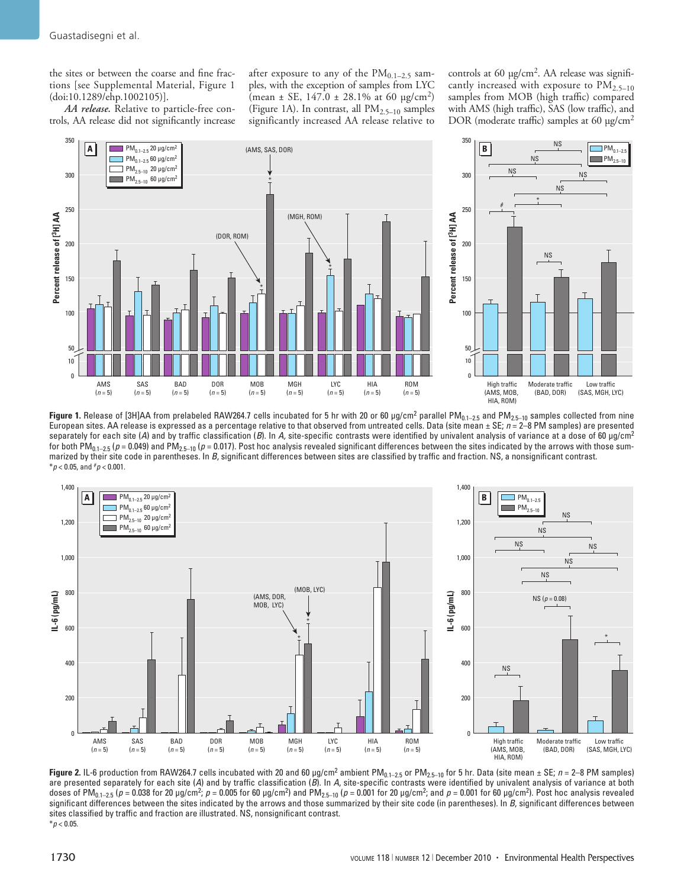the sites or between the coarse and fine fractions [see Supplemental Material, Figure 1 (doi:10.1289/ehp.1002105)].

*AA release.* Relative to particle-free controls, AA release did not significantly increase after exposure to any of the $PM_{0.1–2.5}$ samples, with the exception of samples from LYC (mean ± SE, 147.0 ± 28.1% at 60 μg/cm²) (Figure 1A). In contrast, all $PM_{2.5–10}$ samples significantly increased AA release relative to controls at 60 μg/cm². AA release was significantly increased with exposure to $PM_{2.5–10}$ samples from MOB (high traffic) compared with AMS (high traffic), SAS (low traffic), and DOR (moderate traffic) samples at 60 μg/cm²

**Figure 1.** Release of [3H]AA from prelabeled RAW264.7 cells incubated for 5 hr with 20 or 60 μg/cm² parallel $PM_{0.1–2.5}$ and $PM_{2.5–10}$ samples collected from nine European sites. AA release is expressed as a percentage relative to that observed from untreated cells. Data (site mean ± SE; *n* = 2–8 PM samples) are presented separately for each site (*A*) and by traffic classification (*B*). In *A*, site-specific contrasts were identified by univalent analysis of variance at a dose of 60 μg/cm² for both $PM_{0.1–2.5}$ ($p = 0.049$) and $PM_{2.5–10}$ ($p = 0.017$). Post hoc analysis revealed significant differences between the sites indicated by the arrows with those summarized by their site code in parentheses. In *B*, significant differences between sites are classified by traffic and fraction. NS, a nonsignificant contrast.
*$p < 0.05$, and #$p < 0.001$.

**Figure 2.** IL-6 production from RAW264.7 cells incubated with 20 and 60 μg/cm² ambient $PM_{0.1–2.5}$ or $PM_{2.5–10}$ for 5 hr. Data (site mean ± SE; *n* = 2–8 PM samples) are presented separately for each site (*A*) and by traffic classification (*B*). In *A*, site-specific contrasts were identified by univalent analysis of variance at both doses of $PM_{0.1–2.5}$ ($p = 0.038$ for 20 μg/cm²; $p = 0.005$ for 60 μg/cm²) and $PM_{2.5–10}$ ($p = 0.001$ for 20 μg/cm²; and $p = 0.001$ for 60 μg/cm²). Post hoc analysis revealed significant differences between the sites indicated by the arrows and those summarized by their site code (in parentheses). In *B*, significant differences between sites classified by traffic and fraction are illustrated. NS, nonsignificant contrast.
*$p < 0.05$.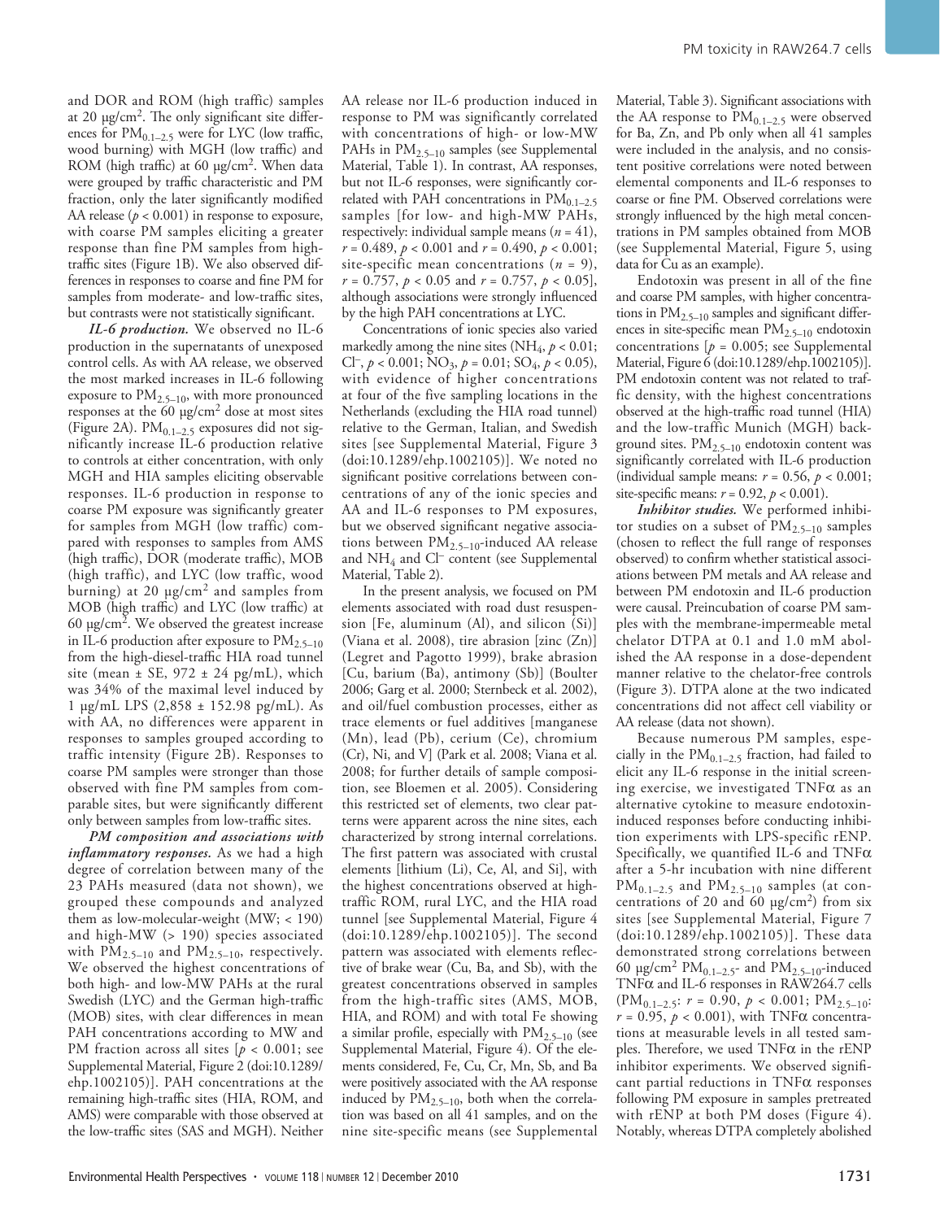and DOR and ROM (high traffic) samples at 20 μg/cm$^2$. The only significant site differences for $PM_{0.1–2.5}$ were for LYC (low traffic, wood burning) with MGH (low traffic) and ROM (high traffic) at 60 μg/cm$^2$. When data were grouped by traffic characteristic and PM fraction, only the later significantly modified AA release ($p < 0.001$) in response to exposure, with coarse PM samples eliciting a greater response than fine PM samples from high-traffic sites (Figure 1B). We also observed differences in responses to coarse and fine PM for samples from moderate- and low-traffic sites, but contrasts were not statistically significant.

***IL-6 production.*** We observed no IL-6 production in the supernatants of unexposed control cells. As with AA release, we observed the most marked increases in IL-6 following exposure to $PM_{2.5–10}$, with more pronounced responses at the 60 μg/cm$^2$ dose at most sites (Figure 2A). $PM_{0.1–2.5}$ exposures did not significantly increase IL-6 production relative to controls at either concentration, with only MGH and HIA samples eliciting observable responses. IL-6 production in response to coarse PM exposure was significantly greater for samples from MGH (low traffic) compared with responses to samples from AMS (high traffic), DOR (moderate traffic), MOB (high traffic), and LYC (low traffic, wood burning) at 20 μg/cm$^2$ and samples from MOB (high traffic) and LYC (low traffic) at 60 μg/cm$^2$. We observed the greatest increase in IL-6 production after exposure to $PM_{2.5–10}$ from the high-diesel-traffic HIA road tunnel site (mean ± SE, 972 ± 24 pg/mL), which was 34% of the maximal level induced by 1 μg/mL LPS (2,858 ± 152.98 pg/mL). As with AA, no differences were apparent in responses to samples grouped according to traffic intensity (Figure 2B). Responses to coarse PM samples were stronger than those observed with fine PM samples from comparable sites, but were significantly different only between samples from low-traffic sites.

***PM composition and associations with inflammatory responses.*** As we had a high degree of correlation between many of the 23 PAHs measured (data not shown), we grouped these compounds and analyzed them as low-molecular-weight (MW; < 190) and high-MW (> 190) species associated with $PM_{2.5–10}$ and $PM_{2.5–10}$, respectively. We observed the highest concentrations of both high- and low-MW PAHs at the rural Swedish (LYC) and the German high-traffic (MOB) sites, with clear differences in mean PAH concentrations according to MW and PM fraction across all sites [$p < 0.001$; see Supplemental Material, Figure 2 (doi:10.1289/ehp.1002105)]. PAH concentrations at the remaining high-traffic sites (HIA, ROM, and AMS) were comparable with those observed at the low-traffic sites (SAS and MGH). Neither AA release nor IL-6 production induced in response to PM was significantly correlated with concentrations of high- or low-MW PAHs in $PM_{2.5–10}$ samples (see Supplemental Material, Table 1). In contrast, AA responses, but not IL-6 responses, were significantly correlated with PAH concentrations in $PM_{0.1–2.5}$ samples [for low- and high-MW PAHs, respectively: individual sample means ($n = 41$), $r = 0.489$, $p < 0.001$ and $r = 0.490$, $p < 0.001$; site-specific mean concentrations ($n = 9$), $r = 0.757$, $p < 0.05$ and $r = 0.757$, $p < 0.05$], although associations were strongly influenced by the high PAH concentrations at LYC.

Concentrations of ionic species also varied markedly among the nine sites ($NH_4$, $p < 0.01$; $Cl^-$, $p < 0.001$; $NO_3$, $p = 0.01$; $SO_4$, $p < 0.05$), with evidence of higher concentrations at four of the five sampling locations in the Netherlands (excluding the HIA road tunnel) relative to the German, Italian, and Swedish sites [see Supplemental Material, Figure 3 (doi:10.1289/ehp.1002105)]. We noted no significant positive correlations between concentrations of any of the ionic species and AA and IL-6 responses to PM exposures, but we observed significant negative associations between $PM_{2.5–10}$-induced AA release and $NH_4$ and $Cl^-$ content (see Supplemental Material, Table 2).

In the present analysis, we focused on PM elements associated with road dust resuspension [Fe, aluminum (Al), and silicon (Si)] (Viana et al. 2008), tire abrasion [zinc (Zn)] (Legret and Pagotto 1999), brake abrasion [Cu, barium (Ba), antimony (Sb)] (Boulter 2006; Garg et al. 2000; Sternbeck et al. 2002), and oil/fuel combustion processes, either as trace elements or fuel additives [manganese (Mn), lead (Pb), cerium (Ce), chromium (Cr), Ni, and V] (Park et al. 2008; Viana et al. 2008; for further details of sample composition, see Bloemen et al. 2005). Considering this restricted set of elements, two clear patterns were apparent across the nine sites, each characterized by strong internal correlations. The first pattern was associated with crustal elements [lithium (Li), Ce, Al, and Si], with the highest concentrations observed at high-traffic ROM, rural LYC, and the HIA road tunnel [see Supplemental Material, Figure 4 (doi:10.1289/ehp.1002105)]. The second pattern was associated with elements reflective of brake wear (Cu, Ba, and Sb), with the greatest concentrations observed in samples from the high-traffic sites (AMS, MOB, HIA, and ROM) and with total Fe showing a similar profile, especially with $PM_{2.5–10}$ (see Supplemental Material, Figure 4). Of the elements considered, Fe, Cu, Cr, Mn, Sb, and Ba were positively associated with the AA response induced by $PM_{2.5–10}$, both when the correlation was based on all 41 samples, and on the nine site-specific means (see Supplemental Material, Table 3). Significant associations with the AA response to $PM_{0.1–2.5}$ were observed for Ba, Zn, and Pb only when all 41 samples were included in the analysis, and no consistent positive correlations were noted between elemental components and IL-6 responses to coarse or fine PM. Observed correlations were strongly influenced by the high metal concentrations in PM samples obtained from MOB (see Supplemental Material, Figure 5, using data for Cu as an example).

Endotoxin was present in all of the fine and coarse PM samples, with higher concentrations in $PM_{2.5–10}$ samples and significant differences in site-specific mean $PM_{2.5–10}$ endotoxin concentrations [$p = 0.005$; see Supplemental Material, Figure 6 (doi:10.1289/ehp.1002105)]. PM endotoxin content was not related to traffic density, with the highest concentrations observed at the high-traffic road tunnel (HIA) and the low-traffic Munich (MGH) background sites. $PM_{2.5–10}$ endotoxin content was significantly correlated with IL-6 production (individual sample means: $r = 0.56$, $p < 0.001$; site-specific means: $r = 0.92$, $p < 0.001$).

***Inhibitor studies.*** We performed inhibitor studies on a subset of $PM_{2.5–10}$ samples (chosen to reflect the full range of responses observed) to confirm whether statistical associations between PM metals and AA release and between PM endotoxin and IL-6 production were causal. Preincubation of coarse PM samples with the membrane-impermeable metal chelator DTPA at 0.1 and 1.0 mM abolished the AA response in a dose-dependent manner relative to the chelator-free controls (Figure 3). DTPA alone at the two indicated concentrations did not affect cell viability or AA release (data not shown).

Because numerous PM samples, especially in the $PM_{0.1–2.5}$ fraction, had failed to elicit any IL-6 response in the initial screening exercise, we investigated TNFα as an alternative cytokine to measure endotoxin-induced responses before conducting inhibition experiments with LPS-specific rENP. Specifically, we quantified IL-6 and TNFα after a 5-hr incubation with nine different $PM_{0.1–2.5}$ and $PM_{2.5–10}$ samples (at concentrations of 20 and 60 μg/cm$^2$) from six sites [see Supplemental Material, Figure 7 (doi:10.1289/ehp.1002105)]. These data demonstrated strong correlations between 60 μg/cm$^2$ $PM_{0.1–2.5}$- and $PM_{2.5–10}$-induced TNFα and IL-6 responses in RAW264.7 cells ($PM_{0.1–2.5}$: $r = 0.90$, $p < 0.001$; $PM_{2.5–10}$: $r = 0.95$, $p < 0.001$), with TNFα concentrations at measurable levels in all tested samples. Therefore, we used TNFα in the rENP inhibitor experiments. We observed significant partial reductions in TNFα responses following PM exposure in samples pretreated with rENP at both PM doses (Figure 4). Notably, whereas DTPA completely abolished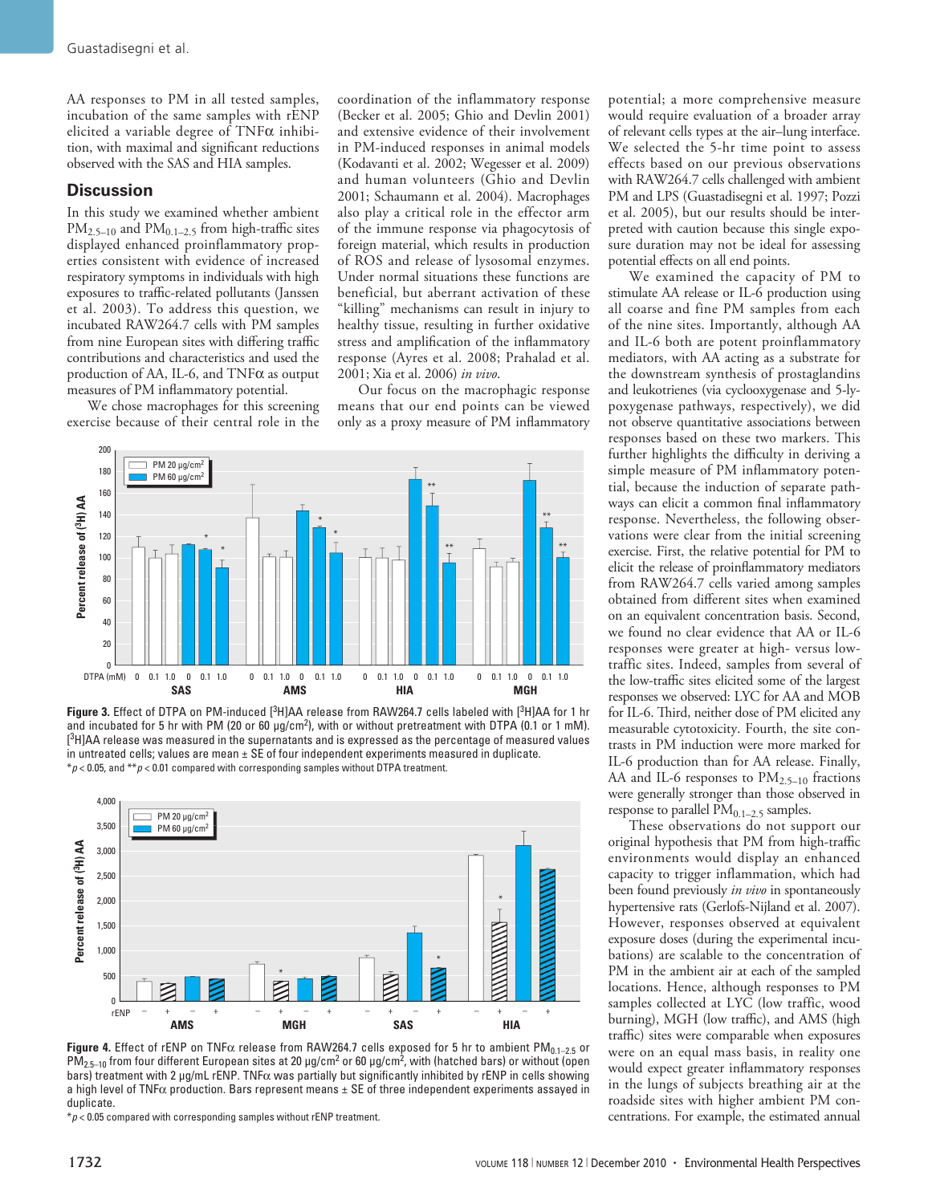AA responses to PM in all tested samples, incubation of the same samples with rENP elicited a variable degree of TNFα inhibition, with maximal and significant reductions observed with the SAS and HIA samples.

## Discussion

In this study we examined whether ambient $PM_{2.5–10}$ and $PM_{0.1–2.5}$ from high-traffic sites displayed enhanced proinflammatory properties consistent with evidence of increased respiratory symptoms in individuals with high exposures to traffic-related pollutants (Janssen et al. 2003). To address this question, we incubated RAW264.7 cells with PM samples from nine European sites with differing traffic contributions and characteristics and used the production of AA, IL-6, and TNFα as output measures of PM inflammatory potential.

We chose macrophages for this screening exercise because of their central role in the coordination of the inflammatory response (Becker et al. 2005; Ghio and Devlin 2001) and extensive evidence of their involvement in PM-induced responses in animal models (Kodavanti et al. 2002; Wegesser et al. 2009) and human volunteers (Ghio and Devlin 2001; Schaumann et al. 2004). Macrophages also play a critical role in the effector arm of the immune response via phagocytosis of foreign material, which results in production of ROS and release of lysosomal enzymes. Under normal situations these functions are beneficial, but aberrant activation of these "killing" mechanisms can result in injury to healthy tissue, resulting in further oxidative stress and amplification of the inflammatory response (Ayres et al. 2008; Prahalad et al. 2001; Xia et al. 2006) *in vivo*.

Our focus on the macrophagic response means that our end points can be viewed only as a proxy measure of PM inflammatory potential; a more comprehensive measure would require evaluation of a broader array of relevant cells types at the air–lung interface. We selected the 5-hr time point to assess effects based on our previous observations with RAW264.7 cells challenged with ambient PM and LPS (Guastadisegni et al. 1997; Pozzi et al. 2005), but our results should be interpreted with caution because this single exposure duration may not be ideal for assessing potential effects on all end points.

We examined the capacity of PM to stimulate AA release or IL-6 production using all coarse and fine PM samples from each of the nine sites. Importantly, although AA and IL-6 both are potent proinflammatory mediators, with AA acting as a substrate for the downstream synthesis of prostaglandins and leukotrienes (via cyclooxygenase and 5-lypoxygenase pathways, respectively), we did not observe quantitative associations between responses based on these two markers. This further highlights the difficulty in deriving a simple measure of PM inflammatory potential, because the induction of separate pathways can elicit a common final inflammatory response. Nevertheless, the following observations were clear from the initial screening exercise. First, the relative potential for PM to elicit the release of proinflammatory mediators from RAW264.7 cells varied among samples obtained from different sites when examined on an equivalent concentration basis. Second, we found no clear evidence that AA or IL-6 responses were greater at high- versus low-traffic sites. Indeed, samples from several of the low-traffic sites elicited some of the largest responses we observed: LYC for AA and MOB for IL-6. Third, neither dose of PM elicited any measurable cytotoxicity. Fourth, the site contrasts in PM induction were more marked for IL-6 production than for AA release. Finally, AA and IL-6 responses to $PM_{2.5–10}$ fractions were generally stronger than those observed in response to parallel $PM_{0.1–2.5}$ samples.

These observations do not support our original hypothesis that PM from high-traffic environments would display an enhanced capacity to trigger inflammation, which had been found previously *in vivo* in spontaneously hypertensive rats (Gerlofs-Nijland et al. 2007). However, responses observed at equivalent exposure doses (during the experimental incubations) are scalable to the concentration of PM in the ambient air at each of the sampled locations. Hence, although responses to PM samples collected at LYC (low traffic, wood burning), MGH (low traffic), and AMS (high traffic) sites were comparable when exposures were on an equal mass basis, in reality one would expect greater inflammatory responses in the lungs of subjects breathing air at the roadside sites with higher ambient PM concentrations. For example, the estimated annual

**Figure 3.** Effect of DTPA on PM-induced [$^3$H]AA release from RAW264.7 cells labeled with [$^3$H]AA for 1 hr and incubated for 5 hr with PM (20 or 60 µg/cm$^2$), with or without pretreatment with DTPA (0.1 or 1 mM). [$^3$H]AA release was measured in the supernatants and is expressed as the percentage of measured values in untreated cells; values are mean ± SE of four independent experiments measured in duplicate.
*$p < 0.05$, and **$p < 0.01$ compared with corresponding samples without DTPA treatment.

**Figure 4.** Effect of rENP on TNFα release from RAW264.7 cells exposed for 5 hr to ambient $PM_{0.1–2.5}$ or $PM_{2.5–10}$ from four different European sites at 20 µg/cm$^2$ or 60 µg/cm$^2$, with (hatched bars) or without (open bars) treatment with 2 µg/mL rENP. TNFα was partially but significantly inhibited by rENP in cells showing a high level of TNFα production. Bars represent means ± SE of three independent experiments assayed in duplicate.
*$p < 0.05$ compared with corresponding samples without rENP treatment.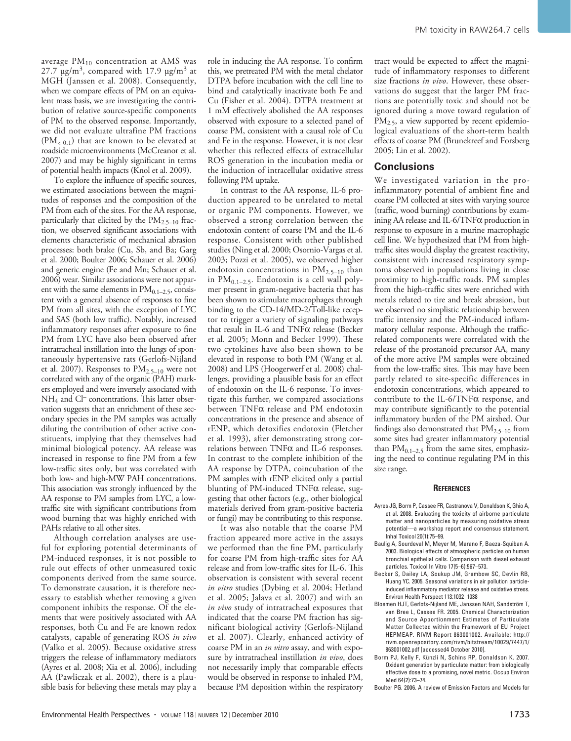average $PM_{10}$ concentration at AMS was 27.7 μg/m$^3$, compared with 17.9 μg/m$^3$ at MGH (Janssen et al. 2008). Consequently, when we compare effects of PM on an equivalent mass basis, we are investigating the contribution of relative source-specific components of PM to the observed response. Importantly, we did not evaluate ultrafine PM fractions ($PM_{<0.1}$) that are known to be elevated at roadside microenvironments (McCreanor et al. 2007) and may be highly significant in terms of potential health impacts (Knol et al. 2009).

To explore the influence of specific sources, we estimated associations between the magnitudes of responses and the composition of the PM from each of the sites. For the AA response, particularly that elicited by the $PM_{2.5-10}$ fraction, we observed significant associations with elements characteristic of mechanical abrasion processes: both brake (Cu, Sb, and Ba; Garg et al. 2000; Boulter 2006; Schauer et al. 2006) and generic engine (Fe and Mn; Schauer et al. 2006) wear. Similar associations were not apparent with the same elements in $PM_{0.1-2.5}$, consistent with a general absence of responses to fine PM from all sites, with the exception of LYC and SAS (both low traffic). Notably, increased inflammatory responses after exposure to fine PM from LYC have also been observed after intratracheal instillation into the lungs of spontaneously hypertensive rats (Gerlofs-Nijland et al. 2007). Responses to $PM_{2.5-10}$ were not correlated with any of the organic (PAH) markers employed and were inversely associated with $NH_4$ and $Cl^-$ concentrations. This latter observation suggests that an enrichment of these secondary species in the PM samples was actually diluting the contribution of other active constituents, implying that they themselves had minimal biological potency. AA release was increased in response to fine PM from a few low-traffic sites only, but was correlated with both low- and high-MW PAH concentrations. This association was strongly influenced by the AA response to PM samples from LYC, a low-traffic site with significant contributions from wood burning that was highly enriched with PAHs relative to all other sites.

Although correlation analyses are useful for exploring potential determinants of PM-induced responses, it is not possible to rule out effects of other unmeasured toxic components derived from the same source. To demonstrate causation, it is therefore necessary to establish whether removing a given component inhibits the response. Of the elements that were positively associated with AA responses, both Cu and Fe are known redox catalysts, capable of generating ROS *in vivo* (Valko et al. 2005). Because oxidative stress triggers the release of inflammatory mediators (Ayres et al. 2008; Xia et al. 2006), including AA (Pawliczak et al. 2002), there is a plausible basis for believing these metals may play a role in inducing the AA response. To confirm this, we pretreated PM with the metal chelator DTPA before incubation with the cell line to bind and catalytically inactivate both Fe and Cu (Fisher et al. 2004). DTPA treatment at 1 mM effectively abolished the AA responses observed with exposure to a selected panel of coarse PM, consistent with a causal role of Cu and Fe in the response. However, it is not clear whether this reflected effects of extracellular ROS generation in the incubation media or the induction of intracellular oxidative stress following PM uptake.

In contrast to the AA response, IL-6 production appeared to be unrelated to metal or organic PM components. However, we observed a strong correlation between the endotoxin content of coarse PM and the IL-6 response. Consistent with other published studies (Ning et al. 2000; Osornio-Vargas et al. 2003; Pozzi et al. 2005), we observed higher endotoxin concentrations in $PM_{2.5-10}$ than in $PM_{0.1-2.5}$. Endotoxin is a cell wall polymer present in gram-negative bacteria that has been shown to stimulate macrophages through binding to the CD-14/MD-2/Toll-like receptor to trigger a variety of signaling pathways that result in IL-6 and TNFα release (Becker et al. 2005; Monn and Becker 1999). These two cytokines have also been shown to be elevated in response to both PM (Wang et al. 2008) and LPS (Hoogerwerf et al. 2008) challenges, providing a plausible basis for an effect of endotoxin on the IL-6 response. To investigate this further, we compared associations between TNFα release and PM endotoxin concentrations in the presence and absence of rENP, which detoxifies endotoxin (Fletcher et al. 1993), after demonstrating strong correlations between TNFα and IL-6 responses. In contrast to the complete inhibition of the AA response by DTPA, coincubation of the PM samples with rENP elicited only a partial blunting of PM-induced TNFα release, suggesting that other factors (e.g., other biological materials derived from gram-positive bacteria or fungi) may be contributing to this response.

It was also notable that the coarse PM fraction appeared more active in the assays we performed than the fine PM, particularly for coarse PM from high-traffic sites for AA release and from low-traffic sites for IL-6. This observation is consistent with several recent *in vitro* studies (Dybing et al. 2004; Hetland et al. 2005; Jalava et al. 2007) and with an *in vivo* study of intratracheal exposures that indicated that the coarse PM fraction has significant biological activity (Gerlofs-Nijland et al. 2007). Clearly, enhanced activity of coarse PM in an *in vitro* assay, and with exposure by intratracheal instillation *in vivo*, does not necessarily imply that comparable effects would be observed in response to inhaled PM, because PM deposition within the respiratory tract would be expected to affect the magnitude of inflammatory responses to different size fractions *in vivo*. However, these observations do suggest that the larger PM fractions are potentially toxic and should not be ignored during a move toward regulation of $PM_{2.5}$, a view supported by recent epidemiological evaluations of the short-term health effects of coarse PM (Brunekreef and Forsberg 2005; Lin et al. 2002).

## Conclusions

We investigated variation in the proinflammatory potential of ambient fine and coarse PM collected at sites with varying source (traffic, wood burning) contributions by examining AA release and IL-6/TNFα production in response to exposure in a murine macrophagic cell line. We hypothesized that PM from high-traffic sites would display the greatest reactivity, consistent with increased respiratory symptoms observed in populations living in close proximity to high-traffic roads. PM samples from the high-traffic sites were enriched with metals related to tire and break abrasion, but we observed no simplistic relationship between traffic intensity and the PM-induced inflammatory cellular response. Although the traffic-related components were correlated with the release of the prostanoid precursor AA, many of the more active PM samples were obtained from the low-traffic sites. This may have been partly related to site-specific differences in endotoxin concentrations, which appeared to contribute to the IL-6/TNFα response, and may contribute significantly to the potential inflammatory burden of the PM airshed. Our findings also demonstrated that $PM_{2.5-10}$ from some sites had greater inflammatory potential than $PM_{0.1-2.5}$ from the same sites, emphasizing the need to continue regulating PM in this size range.

### References

- Ayres JG, Borm P, Cassee FR, Castranova V, Donaldson K, Ghio A, et al. 2008. Evaluating the toxicity of airborne particulate matter and nanoparticles by measuring oxidative stress potential—a workshop report and consensus statement. Inhal Toxicol 20(1):75–99.
- Baulig A, Sourdeval M, Meyer M, Marano F, Baeza-Squiban A. 2003. Biological effects of atmospheric particles on human bronchial epithelial cells. Comparison with diesel exhaust particles. Toxicol In Vitro 17(5–6):567–573.
- Becker S, Dailey LA, Soukup JM, Grambow SC, Devlin RB, Huang YC. 2005. Seasonal variations in air pollution particle-induced inflammatory mediator release and oxidative stress. Environ Health Perspect 113:1032–1038
- Bloemen HJT, Gerlofs-Nijland ME, Janssen NAH, Sandström T, van Bree L, Cassee FR. 2005. Chemical Characterization and Source Apportionment Estimates of Particulate Matter Collected within the Framework of EU Project HEPMEAP. RIVM Report 863001002. Available: http://rivm.openrepository.com/rivm/bitstream/10029/7447/1/863001002.pdf [accessed4 October 2010].
- Borm PJ, Kelly F, Künzli N, Schins RP, Donaldson K. 2007. Oxidant generation by particulate matter: from biologically effective dose to a promising, novel metric. Occup Environ Med 64(2):73–74.
- Boulter PG. 2006. A review of Emission Factors and Models for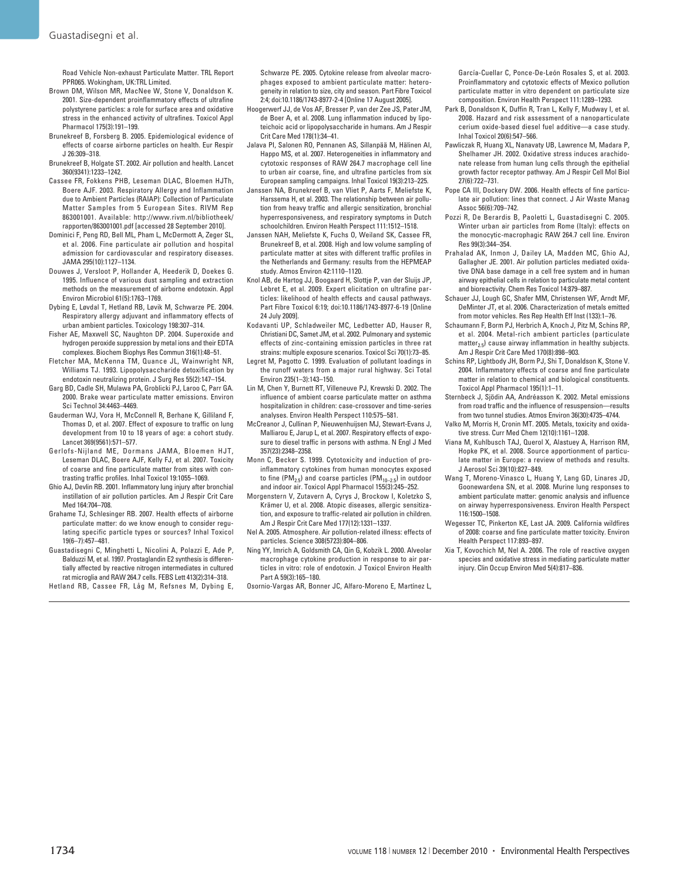Road Vehicle Non-exhaust Particulate Matter. TRL Report PPR065. Wokingham, UK:TRL Limited.

Brown DM, Wilson MR, MacNee W, Stone V, Donaldson K. 2001. Size-dependent proinflammatory effects of ultrafine polystyrene particles: a role for surface area and oxidative stress in the enhanced activity of ultrafines. Toxicol Appl Pharmacol 175(3):191–199.

Brunekreef B, Forsberg B. 2005. Epidemiological evidence of effects of coarse airborne particles on health. Eur Respir J 26:309–318.

Brunekreef B, Holgate ST. 2002. Air pollution and health. Lancet 360(9341):1233–1242.

Cassee FR, Fokkens PHB, Leseman DLAC, Bloemen HJTh, Boere AJF. 2003. Respiratory Allergy and Inflammation due to Ambient Particles (RAIAP): Collection of Particulate Matter Samples from 5 European Sites. RIVM Rep 863001001. Available: http://www.rivm.nl/bibliotheek/rapporten/863001001.pdf [accessed 28 September 2010].

Dominici F, Peng RD, Bell ML, Pham L, McDermott A, Zeger SL, et al. 2006. Fine particulate air pollution and hospital admission for cardiovascular and respiratory diseases. JAMA 295(10):1127–1134.

Douwes J, Versloot P, Hollander A, Heederik D, Doekes G. 1995. Influence of various dust sampling and extraction methods on the measurement of airborne endotoxin. Appl Environ Microbiol 61(5):1763–1769.

Dybing E, Løvdal T, Hetland RB, Løvik M, Schwarze PE. 2004. Respiratory allergy adjuvant and inflammatory effects of urban ambient particles. Toxicology 198:307–314.

Fisher AE, Maxwell SC, Naughton DP. 2004. Superoxide and hydrogen peroxide suppression by metal ions and their EDTA complexes. Biochem Biophys Res Commun 316(1):48–51.

Fletcher MA, McKenna TM, Quance JL, Wainwright NR, Williams TJ. 1993. Lipopolysaccharide detoxification by endotoxin neutralizing protein. J Surg Res 55(2):147–154.

Garg BD, Cadle SH, Mulawa PA, Groblicki PJ, Laroo C, Parr GA. 2000. Brake wear particulate matter emissions. Environ Sci Technol 34:4463–4469.

Gauderman WJ, Vora H, McConnell R, Berhane K, Gilliland F, Thomas D, et al. 2007. Effect of exposure to traffic on lung development from 10 to 18 years of age: a cohort study. Lancet 369(9561):571–577.

Gerlofs-Nijland ME, Dormans JAMA, Bloemen HJT, Leseman DLAC, Boere AJF, Kelly FJ, et al. 2007. Toxicity of coarse and fine particulate matter from sites with contrasting traffic profiles. Inhal Toxicol 19:1055–1069.

Ghio AJ, Devlin RB. 2001. Inflammatory lung injury after bronchial instillation of air pollution particles. Am J Respir Crit Care Med 164:704–708.

Grahame TJ, Schlesinger RB. 2007. Health effects of airborne particulate matter: do we know enough to consider regulating specific particle types or sources? Inhal Toxicol 19(6–7):457–481.

Guastadisegni C, Minghetti L, Nicolini A, Polazzi E, Ade P, Balduzzi M, et al. 1997. Prostaglandin E2 synthesis is differentially affected by reactive nitrogen intermediates in cultured rat microglia and RAW 264.7 cells. FEBS Lett 413(2):314–318.

Hetland RB, Cassee FR, Låg M, Refsnes M, Dybing E, Schwarze PE. 2005. Cytokine release from alveolar macrophages exposed to ambient particulate matter: heterogeneity in relation to size, city and season. Part Fibre Toxicol 2:4; doi:10.1186/1743-8977-2-4 [Online 17 August 2005].

Hoogerwerf JJ, de Vos AF, Bresser P, van der Zee JS, Pater JM, de Boer A, et al. 2008. Lung inflammation induced by lipoteichoic acid or lipopolysaccharide in humans. Am J Respir Crit Care Med 178(1):34–41.

Jalava PI, Salonen RO, Pennanen AS, Sillanpää M, Hälinen AI, Happo MS, et al. 2007. Heterogeneities in inflammatory and cytotoxic responses of RAW 264.7 macrophage cell line to urban air coarse, fine, and ultrafine particles from six European sampling campaigns. Inhal Toxicol 19(3):213–225.

Janssen NA, Brunekreef B, van Vliet P, Aarts F, Meliefste K, Harssema H, et al. 2003. The relationship between air pollution from heavy traffic and allergic sensitization, bronchial hyperresponsiveness, and respiratory symptoms in Dutch schoolchildren. Environ Health Perspect 111:1512–1518.

Janssen NAH, Meliefste K, Fuchs O, Weiland SK, Cassee FR, Brunekreef B, et al. 2008. High and low volume sampling of particulate matter at sites with different traffic profiles in the Netherlands and Germany: results from the HEPMEAP study. Atmos Environ 42:1110–1120.

Knol AB, de Hartog JJ, Boogaard H, Slottje P, van der Sluijs JP, Lebret E, et al. 2009. Expert elicitation on ultrafine particles: likelihood of health effects and causal pathways. Part Fibre Toxicol 6:19; doi:10.1186/1743-8977-6-19 [Online 24 July 2009].

Kodavanti UP, Schladweiler MC, Ledbetter AD, Hauser R, Christiani DC, Samet JM, et al. 2002. Pulmonary and systemic effects of zinc-containing emission particles in three rat strains: multiple exposure scenarios. Toxicol Sci 70(1):73–85.

Legret M, Pagotto C. 1999. Evaluation of pollutant loadings in the runoff waters from a major rural highway. Sci Total Environ 235(1–3):143–150.

Lin M, Chen Y, Burnett RT, Villeneuve PJ, Krewski D. 2002. The influence of ambient coarse particulate matter on asthma hospitalization in children: case-crossover and time-series analyses. Environ Health Perspect 110:575–581.

McCreanor J, Cullinan P, Nieuwenhuijsen MJ, Stewart-Evans J, Malliarou E, Jarup L, et al. 2007. Respiratory effects of exposure to diesel traffic in persons with asthma. N Engl J Med 357(23):2348–2358.

Monn C, Becker S. 1999. Cytotoxicity and induction of proinflammatory cytokines from human monocytes exposed to fine ($PM_{2.5}$) and coarse particles ($PM_{10-2.5}$) in outdoor and indoor air. Toxicol Appl Pharmacol 155(3):245–252.

Morgenstern V, Zutavern A, Cyrys J, Brockow I, Koletzko S, Krämer U, et al. 2008. Atopic diseases, allergic sensitization, and exposure to traffic-related air pollution in children. Am J Respir Crit Care Med 177(12):1331–1337.

Nel A. 2005. Atmosphere. Air pollution-related illness: effects of particles. Science 308(5723):804–806.

Ning YY, Imrich A, Goldsmith CA, Qin G, Kobzik L. 2000. Alveolar macrophage cytokine production in response to air particles in vitro: role of endotoxin. J Toxicol Environ Health Part A 59(3):165–180.

Osornio-Vargas AR, Bonner JC, Alfaro-Moreno E, Martínez L, García-Cuellar C, Ponce-De-León Rosales S, et al. 2003. Proinflammatory and cytotoxic effects of Mexico pollution particulate matter in vitro dependent on particulate size composition. Environ Health Perspect 111:1289–1293.

Park B, Donaldson K, Duffin R, Tran L, Kelly F, Mudway I, et al. 2008. Hazard and risk assessment of a nanoparticulate cerium oxide-based diesel fuel additive—a case study. Inhal Toxicol 20(6):547–566.

Pawliczak R, Huang XL, Nanavaty UB, Lawrence M, Madara P, Shelhamer JH. 2002. Oxidative stress induces arachidonate release from human lung cells through the epithelial growth factor receptor pathway. Am J Respir Cell Mol Biol 27(6):722–731.

Pope CA III, Dockery DW. 2006. Health effects of fine particulate air pollution: lines that connect. J Air Waste Manag Assoc 56(6):709–742.

Pozzi R, De Berardis B, Paoletti L, Guastadisegni C. 2005. Winter urban air particles from Rome (Italy): effects on the monocytic-macrophagic RAW 264.7 cell line. Environ Res 99(3):344–354.

Prahalad AK, Inmon J, Dailey LA, Madden MC, Ghio AJ, Gallagher JE. 2001. Air pollution particles mediated oxidative DNA base damage in a cell free system and in human airway epithelial cells in relation to particulate metal content and bioreactivity. Chem Res Toxicol 14:879–887.

Schauer JJ, Lough GC, Shafer MM, Christensen WF, Arndt MF, DeMinter JT, et al. 2006. Characterization of metals emitted from motor vehicles. Res Rep Health Eff Inst (133):1–76.

Schaumann F, Borm PJ, Herbrich A, Knoch J, Pitz M, Schins RP, et al. 2004. Metal-rich ambient particles (particulate $matter_{2.5}$) cause airway inflammation in healthy subjects. Am J Respir Crit Care Med 170(8):898–903.

Schins RP, Lightbody JH, Borm PJ, Shi T, Donaldson K, Stone V. 2004. Inflammatory effects of coarse and fine particulate matter in relation to chemical and biological constituents. Toxicol Appl Pharmacol 195(1):1–11.

Sternbeck J, Sjödin AA, Andréasson K. 2002. Metal emissions from road traffic and the influence of resuspension—results from two tunnel studies. Atmos Environ 36(30):4735–4744.

Valko M, Morris H, Cronin MT. 2005. Metals, toxicity and oxidative stress. Curr Med Chem 12(10):1161–1208.

Viana M, Kuhlbusch TAJ, Querol X, Alastuey A, Harrison RM, Hopke PK, et al. 2008. Source apportionment of particulate matter in Europe: a review of methods and results. J Aerosol Sci 39(10):827–849.

Wang T, Moreno-Vinasco L, Huang Y, Lang GD, Linares JD, Goonewardena SN, et al. 2008. Murine lung responses to ambient particulate matter: genomic analysis and influence on airway hyperresponsiveness. Environ Health Perspect 116:1500–1508.

Wegesser TC, Pinkerton KE, Last JA. 2009. California wildfires of 2008: coarse and fine particulate matter toxicity. Environ Health Perspect 117:893–897.

Xia T, Kovochich M, Nel A. 2006. The role of reactive oxygen species and oxidative stress in mediating particulate matter injury. Clin Occup Environ Med 5(4):817–836.